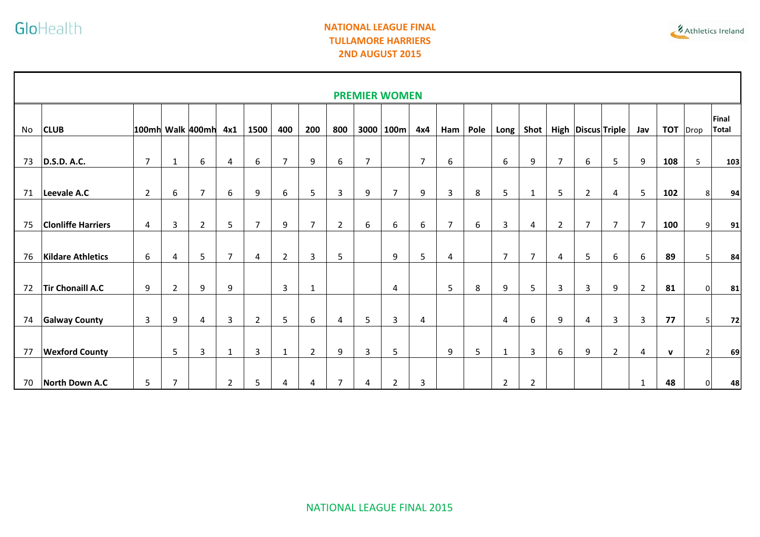# NATIONAL LEAGUE FINAL
# TULLAMORE HARRIERS
# 2ND AUGUST 2015

## PREMIER WOMEN

| No | CLUB | 100mh | Walk | 400mh | 4x1 | 1500 | 400 | 200 | 800 | 3000 | 100m | 4x4 | Ham | Pole | Long | Shot | High | Discus | Triple | Jav | TOT | Drop | Final Total |
|---|---|---|---|---|---|---|---|---|---|---|---|---|---|---|---|---|---|---|---|---|---|---|---|
| 73 | **D.S.D. A.C.** | 7 | 1 | 6 | 4 | 6 | 7 | 9 | 6 | 7 | | 7 | 6 | | 6 | 9 | 7 | 6 | 5 | 9 | **108** | 5 | **103** |
| 71 | **Leevale A.C** | 2 | 6 | 7 | 6 | 9 | 6 | 5 | 3 | 9 | 7 | 9 | 3 | 8 | 5 | 1 | 5 | 2 | 4 | 5 | **102** | 8 | **94** |
| 75 | **Clonliffe Harriers** | 4 | 3 | 2 | 5 | 7 | 9 | 7 | 2 | 6 | 6 | 6 | 7 | 6 | 3 | 4 | 2 | 7 | 7 | 7 | **100** | 9 | **91** |
| 76 | **Kildare Athletics** | 6 | 4 | 5 | 7 | 4 | 2 | 3 | 5 | | 9 | 5 | 4 | | 7 | 7 | 4 | 5 | 6 | 6 | **89** | 5 | **84** |
| 72 | **Tir Chonaill A.C** | 9 | 2 | 9 | 9 | | 3 | 1 | | | 4 | | 5 | 8 | 9 | 5 | 3 | 3 | 9 | 2 | **81** | 0 | **81** |
| 74 | **Galway County** | 3 | 9 | 4 | 3 | 2 | 5 | 6 | 4 | 5 | 3 | 4 | | | 4 | 6 | 9 | 4 | 3 | 3 | **77** | 5 | **72** |
| 77 | **Wexford County** | | 5 | 3 | 1 | 3 | 1 | 2 | 9 | 3 | 5 | | 9 | 5 | 1 | 3 | 6 | 9 | 2 | 4 | **v** | 2 | **69** |
| 70 | **North Down A.C** | 5 | 7 | | 2 | 5 | 4 | 4 | 7 | 4 | 2 | 3 | | | 2 | 2 | | | | 1 | **48** | 0 | **48** |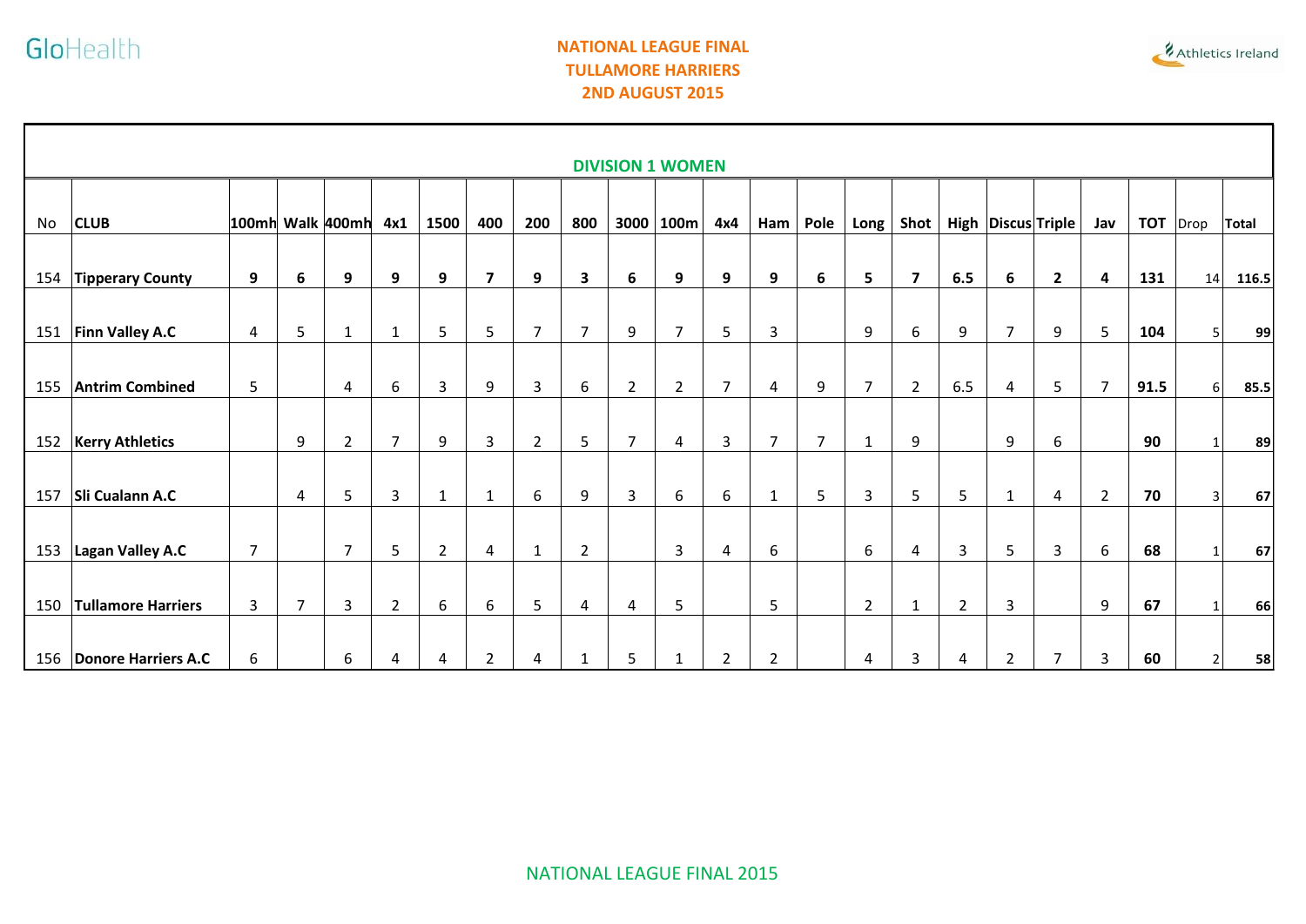**NATIONAL LEAGUE FINAL**
**TULLAMORE HARRIERS**
**2ND AUGUST 2015**

## DIVISION 1 WOMEN

| No | CLUB | 100mh | Walk | 400mh | 4x1 | 1500 | 400 | 200 | 800 | 3000 | 100m | 4x4 | Ham | Pole | Long | Shot | High | Discus | Triple | Jav | TOT | Drop | Total |
|---|---|---|---|---|---|---|---|---|---|---|---|---|---|---|---|---|---|---|---|---|---|---|---|
| 154 | **Tipperary County** | **9** | **6** | **9** | **9** | **9** | **7** | **9** | **3** | **6** | **9** | **9** | **9** | **6** | **5** | **7** | **6.5** | **6** | **2** | **4** | **131** | 14 | **116.5** |
| 151 | **Finn Valley A.C** | 4 | 5 | 1 | 1 | 5 | 5 | 7 | 7 | 9 | 7 | 5 | 3 | | 9 | 6 | 9 | 7 | 9 | 5 | **104** | 5 | **99** |
| 155 | **Antrim Combined** | 5 | | 4 | 6 | 3 | 9 | 3 | 6 | 2 | 2 | 7 | 4 | 9 | 7 | 2 | 6.5 | 4 | 5 | 7 | **91.5** | 6 | **85.5** |
| 152 | **Kerry Athletics** | | 9 | 2 | 7 | 9 | 3 | 2 | 5 | 7 | 4 | 3 | 7 | 7 | 1 | 9 | | 9 | 6 | | **90** | 1 | **89** |
| 157 | **Sli Cualann A.C** | | 4 | 5 | 3 | 1 | 1 | 6 | 9 | 3 | 6 | 6 | 1 | 5 | 3 | 5 | 5 | 1 | 4 | 2 | **70** | 3 | **67** |
| 153 | **Lagan Valley A.C** | 7 | | 7 | 5 | 2 | 4 | 1 | 2 | | 3 | 4 | 6 | | 6 | 4 | 3 | 5 | 3 | 6 | **68** | 1 | **67** |
| 150 | **Tullamore Harriers** | 3 | 7 | 3 | 2 | 6 | 6 | 5 | 4 | 4 | 5 | | 5 | | 2 | 1 | 2 | 3 | | 9 | **67** | 1 | **66** |
| 156 | **Donore Harriers A.C** | 6 | | 6 | 4 | 4 | 2 | 4 | 1 | 5 | 1 | 2 | 2 | | 4 | 3 | 4 | 2 | 7 | 3 | **60** | 2 | **58** |